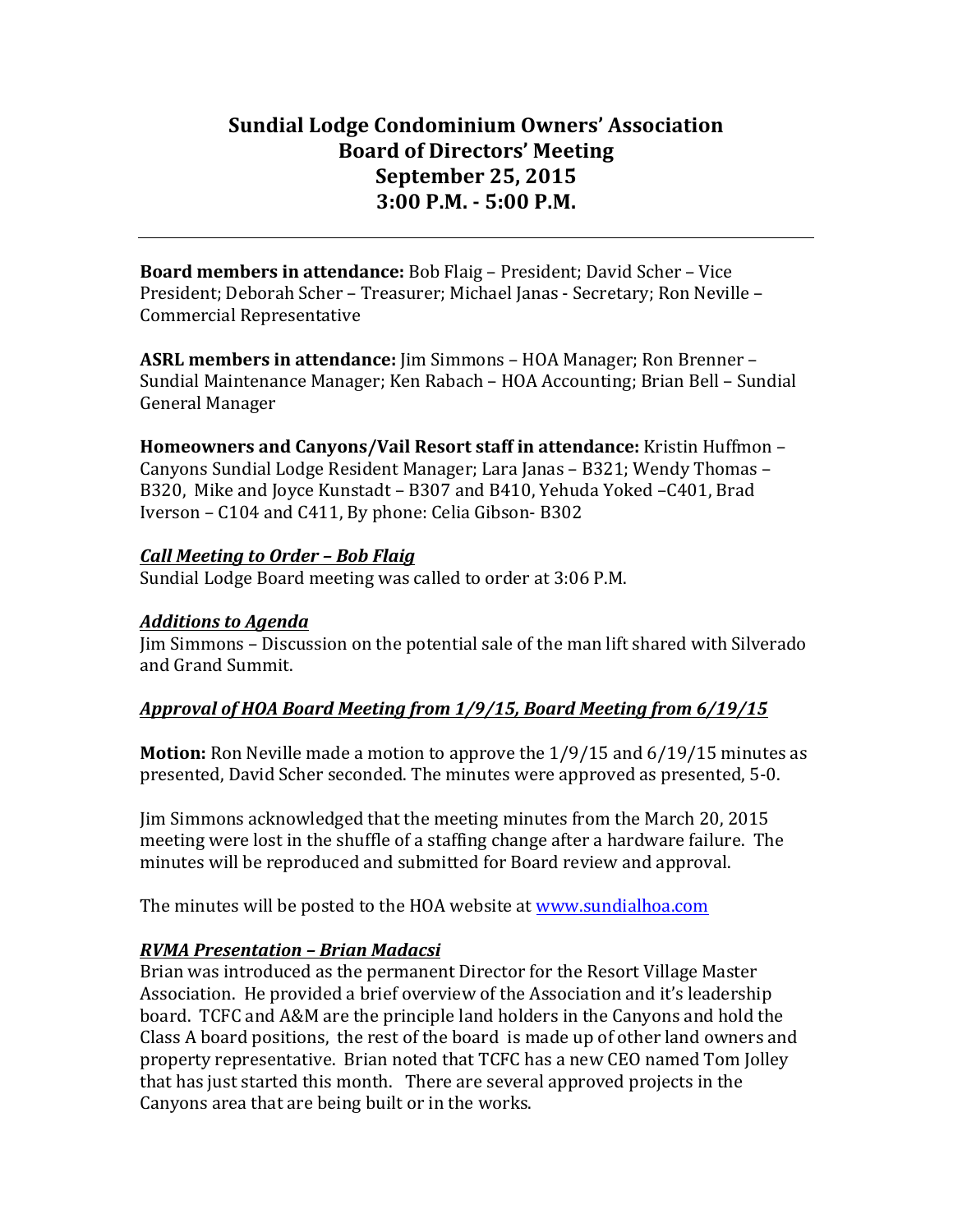# Sundial Lodge Condominium Owners' Association
# Board of Directors' Meeting
# September 25, 2015
# 3:00 P.M. - 5:00 P.M.

---

**Board members in attendance:** Bob Flaig – President; David Scher – Vice President; Deborah Scher – Treasurer; Michael Janas - Secretary; Ron Neville – Commercial Representative

**ASRL members in attendance:** Jim Simmons – HOA Manager; Ron Brenner – Sundial Maintenance Manager; Ken Rabach – HOA Accounting; Brian Bell – Sundial General Manager

**Homeowners and Canyons/Vail Resort staff in attendance:** Kristin Huffmon – Canyons Sundial Lodge Resident Manager; Lara Janas – B321; Wendy Thomas – B320, Mike and Joyce Kunstadt – B307 and B410, Yehuda Yoked –C401, Brad Iverson – C104 and C411, By phone: Celia Gibson- B302

***Call Meeting to Order – Bob Flaig***

Sundial Lodge Board meeting was called to order at 3:06 P.M.

***Additions to Agenda***

Jim Simmons – Discussion on the potential sale of the man lift shared with Silverado and Grand Summit.

***Approval of HOA Board Meeting from 1/9/15, Board Meeting from 6/19/15***

**Motion:** Ron Neville made a motion to approve the 1/9/15 and 6/19/15 minutes as presented, David Scher seconded. The minutes were approved as presented, 5-0.

Jim Simmons acknowledged that the meeting minutes from the March 20, 2015 meeting were lost in the shuffle of a staffing change after a hardware failure. The minutes will be reproduced and submitted for Board review and approval.

The minutes will be posted to the HOA website at www.sundialhoa.com

***RVMA Presentation – Brian Madacsi***

Brian was introduced as the permanent Director for the Resort Village Master Association. He provided a brief overview of the Association and it's leadership board. TCFC and A&M are the principle land holders in the Canyons and hold the Class A board positions, the rest of the board is made up of other land owners and property representative. Brian noted that TCFC has a new CEO named Tom Jolley that has just started this month. There are several approved projects in the Canyons area that are being built or in the works.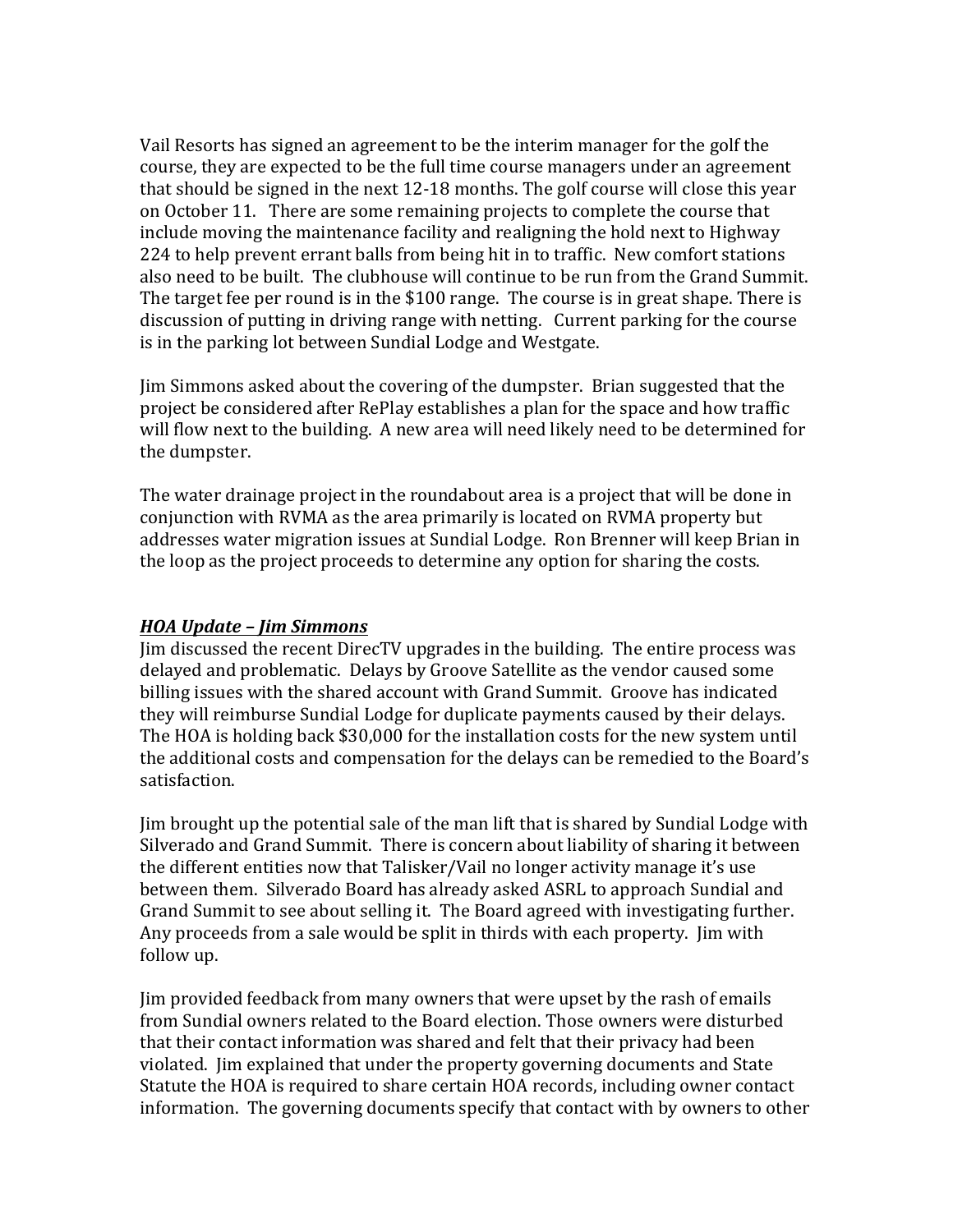Vail Resorts has signed an agreement to be the interim manager for the golf the course, they are expected to be the full time course managers under an agreement that should be signed in the next 12-18 months. The golf course will close this year on October 11. There are some remaining projects to complete the course that include moving the maintenance facility and realigning the hold next to Highway 224 to help prevent errant balls from being hit in to traffic. New comfort stations also need to be built. The clubhouse will continue to be run from the Grand Summit. The target fee per round is in the $100 range. The course is in great shape. There is discussion of putting in driving range with netting. Current parking for the course is in the parking lot between Sundial Lodge and Westgate.

Jim Simmons asked about the covering of the dumpster. Brian suggested that the project be considered after RePlay establishes a plan for the space and how traffic will flow next to the building. A new area will need likely need to be determined for the dumpster.

The water drainage project in the roundabout area is a project that will be done in conjunction with RVMA as the area primarily is located on RVMA property but addresses water migration issues at Sundial Lodge. Ron Brenner will keep Brian in the loop as the project proceeds to determine any option for sharing the costs.

***<u>HOA Update – Jim Simmons</u>***

Jim discussed the recent DirecTV upgrades in the building. The entire process was delayed and problematic. Delays by Groove Satellite as the vendor caused some billing issues with the shared account with Grand Summit. Groove has indicated they will reimburse Sundial Lodge for duplicate payments caused by their delays. The HOA is holding back $30,000 for the installation costs for the new system until the additional costs and compensation for the delays can be remedied to the Board's satisfaction.

Jim brought up the potential sale of the man lift that is shared by Sundial Lodge with Silverado and Grand Summit. There is concern about liability of sharing it between the different entities now that Talisker/Vail no longer activity manage it's use between them. Silverado Board has already asked ASRL to approach Sundial and Grand Summit to see about selling it. The Board agreed with investigating further. Any proceeds from a sale would be split in thirds with each property. Jim with follow up.

Jim provided feedback from many owners that were upset by the rash of emails from Sundial owners related to the Board election. Those owners were disturbed that their contact information was shared and felt that their privacy had been violated. Jim explained that under the property governing documents and State Statute the HOA is required to share certain HOA records, including owner contact information. The governing documents specify that contact with by owners to other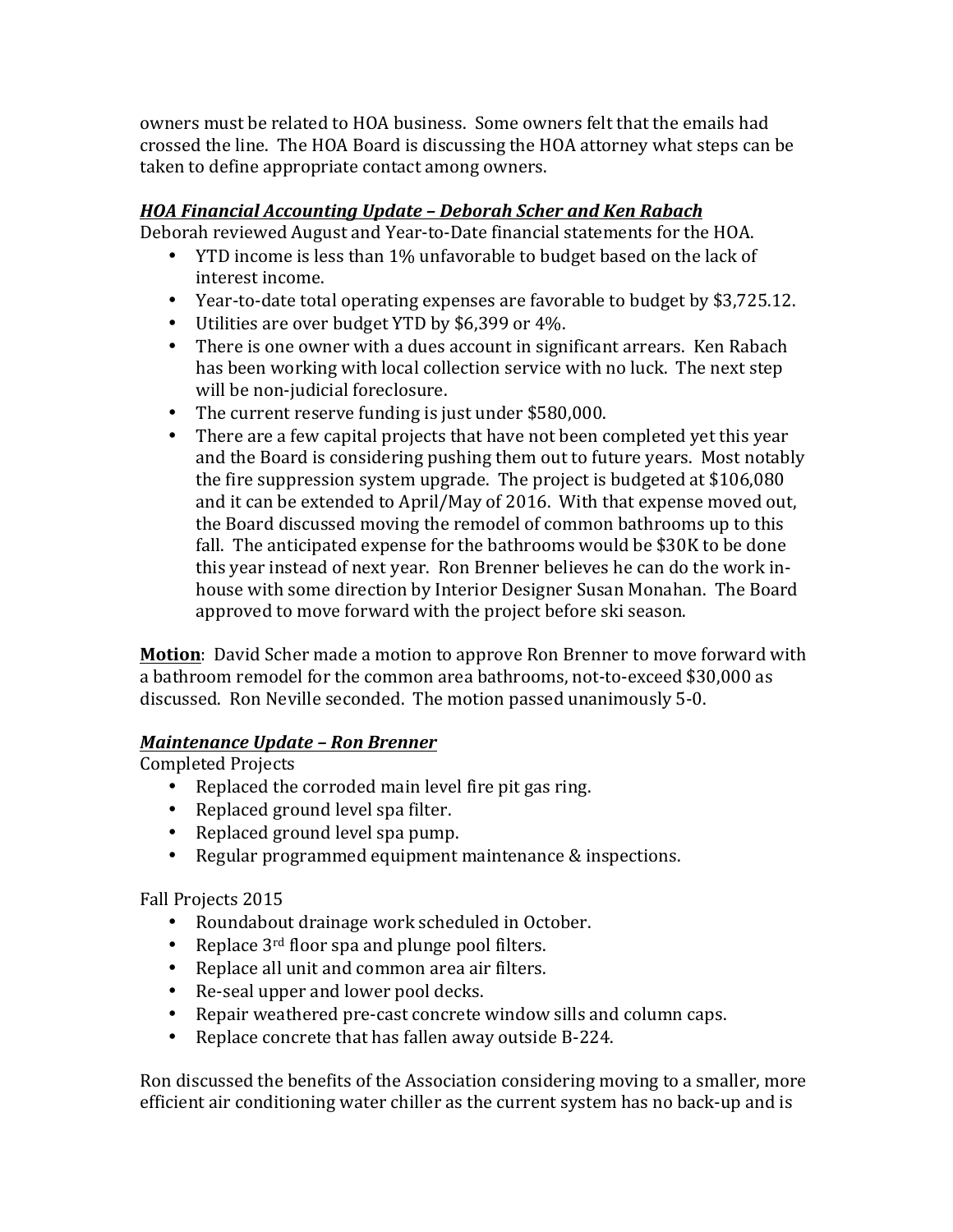owners must be related to HOA business. Some owners felt that the emails had crossed the line. The HOA Board is discussing the HOA attorney what steps can be taken to define appropriate contact among owners.

***HOA Financial Accounting Update – Deborah Scher and Ken Rabach***

Deborah reviewed August and Year-to-Date financial statements for the HOA.

- YTD income is less than 1% unfavorable to budget based on the lack of interest income.
- Year-to-date total operating expenses are favorable to budget by $3,725.12.
- Utilities are over budget YTD by $6,399 or 4%.
- There is one owner with a dues account in significant arrears. Ken Rabach has been working with local collection service with no luck. The next step will be non-judicial foreclosure.
- The current reserve funding is just under $580,000.
- There are a few capital projects that have not been completed yet this year and the Board is considering pushing them out to future years. Most notably the fire suppression system upgrade. The project is budgeted at $106,080 and it can be extended to April/May of 2016. With that expense moved out, the Board discussed moving the remodel of common bathrooms up to this fall. The anticipated expense for the bathrooms would be $30K to be done this year instead of next year. Ron Brenner believes he can do the work in-house with some direction by Interior Designer Susan Monahan. The Board approved to move forward with the project before ski season.

**Motion**: David Scher made a motion to approve Ron Brenner to move forward with a bathroom remodel for the common area bathrooms, not-to-exceed $30,000 as discussed. Ron Neville seconded. The motion passed unanimously 5-0.

***Maintenance Update – Ron Brenner***

Completed Projects

- Replaced the corroded main level fire pit gas ring.
- Replaced ground level spa filter.
- Replaced ground level spa pump.
- Regular programmed equipment maintenance & inspections.

Fall Projects 2015

- Roundabout drainage work scheduled in October.
- Replace 3rd floor spa and plunge pool filters.
- Replace all unit and common area air filters.
- Re-seal upper and lower pool decks.
- Repair weathered pre-cast concrete window sills and column caps.
- Replace concrete that has fallen away outside B-224.

Ron discussed the benefits of the Association considering moving to a smaller, more efficient air conditioning water chiller as the current system has no back-up and is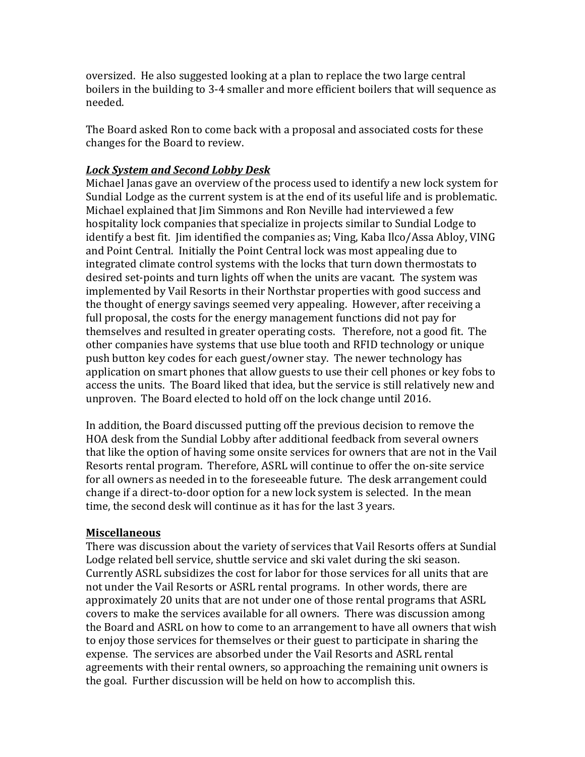oversized. He also suggested looking at a plan to replace the two large central boilers in the building to 3-4 smaller and more efficient boilers that will sequence as needed.

The Board asked Ron to come back with a proposal and associated costs for these changes for the Board to review.

***Lock System and Second Lobby Desk***

Michael Janas gave an overview of the process used to identify a new lock system for Sundial Lodge as the current system is at the end of its useful life and is problematic. Michael explained that Jim Simmons and Ron Neville had interviewed a few hospitality lock companies that specialize in projects similar to Sundial Lodge to identify a best fit. Jim identified the companies as; Ving, Kaba Ilco/Assa Abloy, VING and Point Central. Initially the Point Central lock was most appealing due to integrated climate control systems with the locks that turn down thermostats to desired set-points and turn lights off when the units are vacant. The system was implemented by Vail Resorts in their Northstar properties with good success and the thought of energy savings seemed very appealing. However, after receiving a full proposal, the costs for the energy management functions did not pay for themselves and resulted in greater operating costs. Therefore, not a good fit. The other companies have systems that use blue tooth and RFID technology or unique push button key codes for each guest/owner stay. The newer technology has application on smart phones that allow guests to use their cell phones or key fobs to access the units. The Board liked that idea, but the service is still relatively new and unproven. The Board elected to hold off on the lock change until 2016.

In addition, the Board discussed putting off the previous decision to remove the HOA desk from the Sundial Lobby after additional feedback from several owners that like the option of having some onsite services for owners that are not in the Vail Resorts rental program. Therefore, ASRL will continue to offer the on-site service for all owners as needed in to the foreseeable future. The desk arrangement could change if a direct-to-door option for a new lock system is selected. In the mean time, the second desk will continue as it has for the last 3 years.

**Miscellaneous**

There was discussion about the variety of services that Vail Resorts offers at Sundial Lodge related bell service, shuttle service and ski valet during the ski season. Currently ASRL subsidizes the cost for labor for those services for all units that are not under the Vail Resorts or ASRL rental programs. In other words, there are approximately 20 units that are not under one of those rental programs that ASRL covers to make the services available for all owners. There was discussion among the Board and ASRL on how to come to an arrangement to have all owners that wish to enjoy those services for themselves or their guest to participate in sharing the expense. The services are absorbed under the Vail Resorts and ASRL rental agreements with their rental owners, so approaching the remaining unit owners is the goal. Further discussion will be held on how to accomplish this.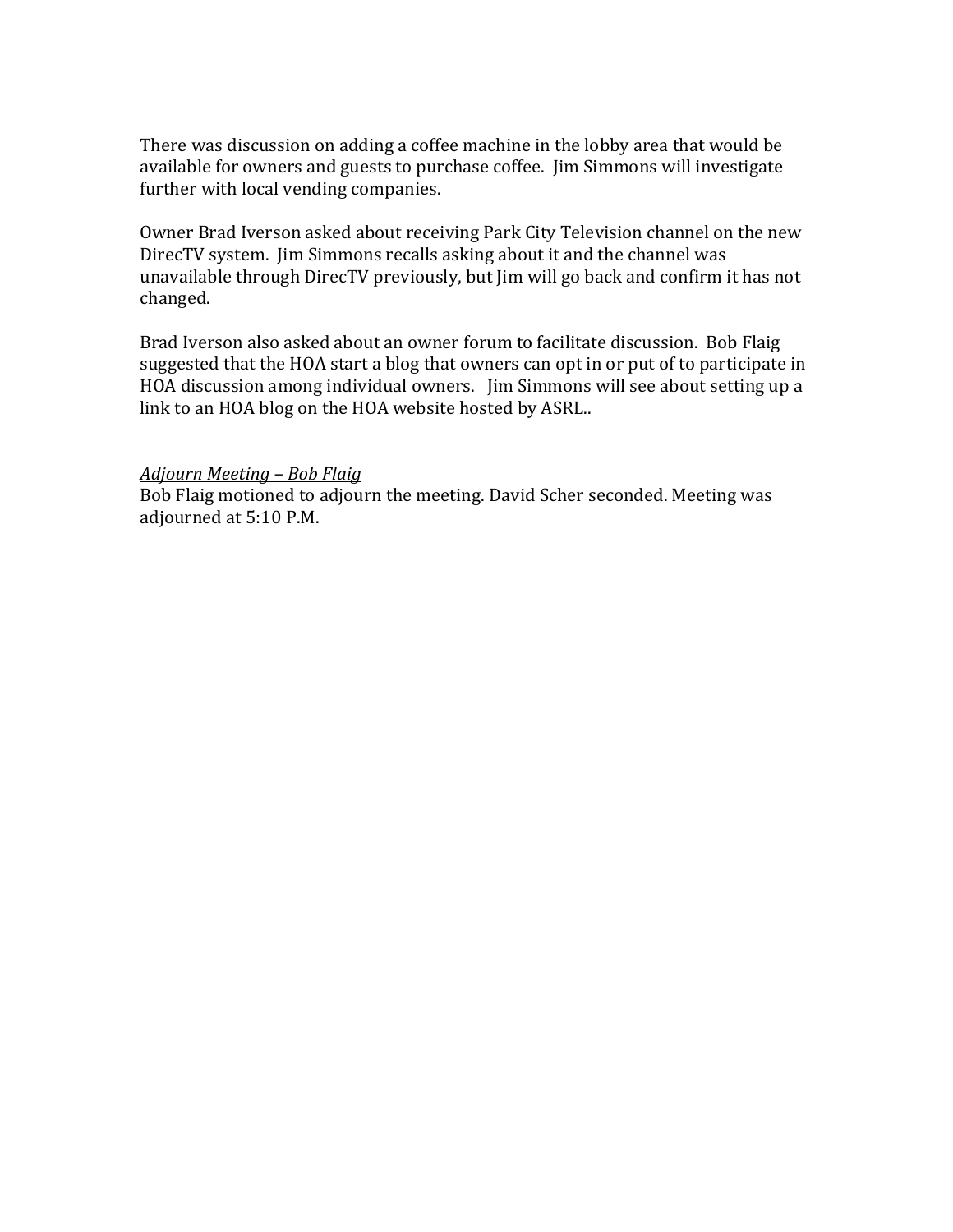There was discussion on adding a coffee machine in the lobby area that would be available for owners and guests to purchase coffee. Jim Simmons will investigate further with local vending companies.

Owner Brad Iverson asked about receiving Park City Television channel on the new DirecTV system. Jim Simmons recalls asking about it and the channel was unavailable through DirecTV previously, but Jim will go back and confirm it has not changed.

Brad Iverson also asked about an owner forum to facilitate discussion. Bob Flaig suggested that the HOA start a blog that owners can opt in or put of to participate in HOA discussion among individual owners. Jim Simmons will see about setting up a link to an HOA blog on the HOA website hosted by ASRL..

*Adjourn Meeting – Bob Flaig*

Bob Flaig motioned to adjourn the meeting. David Scher seconded. Meeting was adjourned at 5:10 P.M.